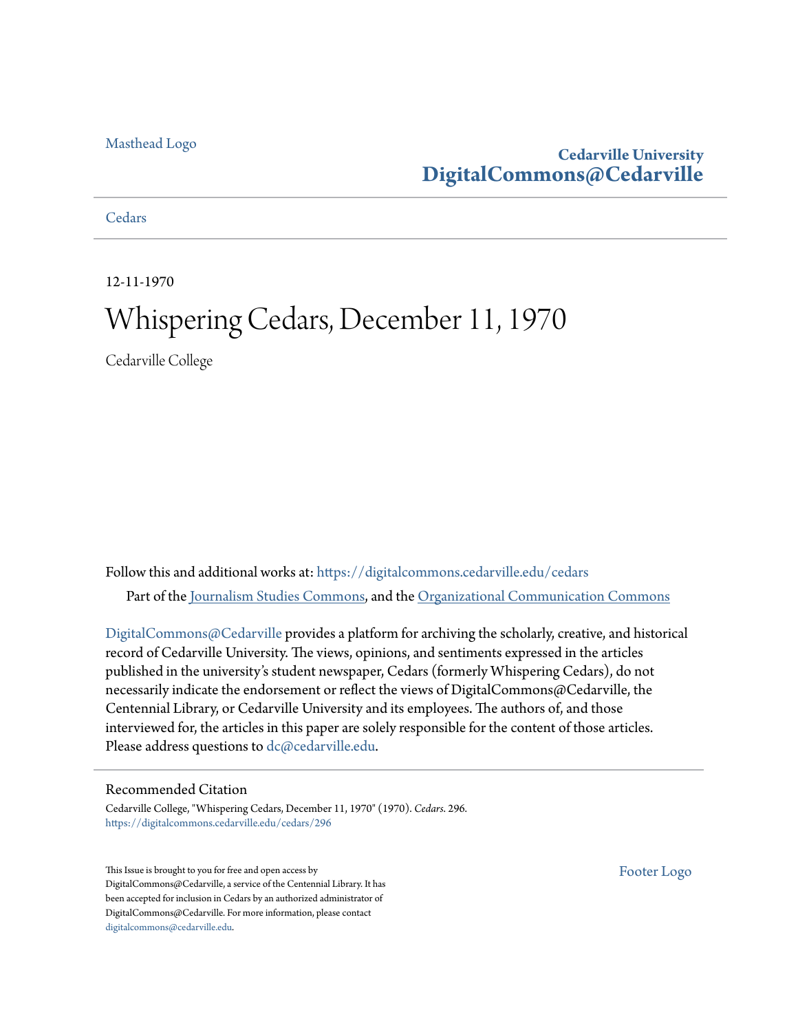Masthead Logo

**Cedarville University**
**DigitalCommons@Cedarville**

Cedars

12-11-1970

# Whispering Cedars, December 11, 1970

Cedarville College

Follow this and additional works at: https://digitalcommons.cedarville.edu/cedars

Part of the Journalism Studies Commons, and the Organizational Communication Commons

DigitalCommons@Cedarville provides a platform for archiving the scholarly, creative, and historical record of Cedarville University. The views, opinions, and sentiments expressed in the articles published in the university's student newspaper, Cedars (formerly Whispering Cedars), do not necessarily indicate the endorsement or reflect the views of DigitalCommons@Cedarville, the Centennial Library, or Cedarville University and its employees. The authors of, and those interviewed for, the articles in this paper are solely responsible for the content of those articles. Please address questions to dc@cedarville.edu.

## Recommended Citation

Cedarville College, "Whispering Cedars, December 11, 1970" (1970). *Cedars*. 296.
https://digitalcommons.cedarville.edu/cedars/296

This Issue is brought to you for free and open access by DigitalCommons@Cedarville, a service of the Centennial Library. It has been accepted for inclusion in Cedars by an authorized administrator of DigitalCommons@Cedarville. For more information, please contact digitalcommons@cedarville.edu.

Footer Logo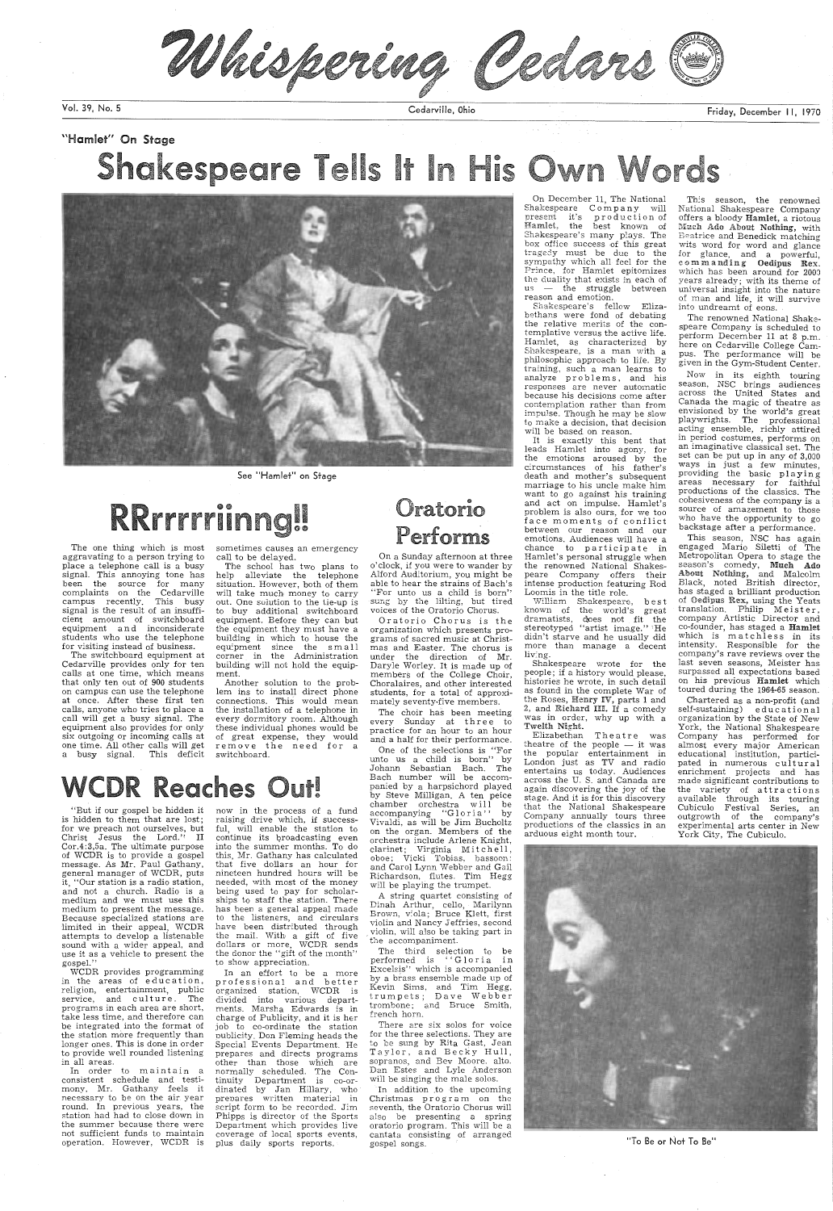# Whispering Cedars

Vol. 39, No. 5 — Cedarville, Ohio — Friday, December 11, 1970

"Hamlet" On Stage

# Shakespeare Tells It In His Own Words

See "Hamlet" on Stage

On December 11, The National Shakespeare Company will present it's production of **Hamlet**, the best known of Shakespeare's many plays. The box office success of this great tragedy must be due to the sympathy which all feel for the Prince, for Hamlet epitomizes the duality that exists in each of us — the struggle between reason and emotion.

Shakespeare's fellow Elizabethans were fond of debating the relative merits of the contemplative versus the active life. Hamlet, as characterized by Shakespeare, is a man with a philosophic approach to life. By training, such a man learns to analyze problems, and his responses are never automatic because his decisions come after contemplation rather than from impulse. Though he may be slow to make a decision, that decision will be based on reason.

It is exactly this bent that leads Hamlet into agony, for the emotions aroused by the circumstances of his father's death and mother's subsequent marriage to his uncle make him want to go against his training and act on impulse. Hamlet's problem is also ours, for we too face moments of conflict between our reason and our emotions. Audiences will have a chance to participate in Hamlet's personal struggle when the renowned National Shakespeare Company offers their intense production featuring Rod Loomis in the title role.

William Shakespeare, best known of the world's great dramatists, does not fit the stereotyped "artist image." He didn't starve and he usually did more than manage a decent living.

Shakespeare wrote for the people; if a history would please, histories he wrote, in such detail as found in the complete War of the Roses, **Henry IV**, parts 1 and 2, and **Richard III**. If a comedy was in order, why up with a **Twelfth Night**.

Elizabethan Theatre was theatre of the people — it was the popular entertainment in London just as TV and radio entertains us today. Audiences across the U. S. and Canada are again discovering the joy of the stage. And it is for this discovery that the National Shakespeare Company annually tours three productions of the classics in an arduous eight month tour.

This season, the renowned National Shakespeare Company offers a bloody **Hamlet**, a riotous **Much Ado About Nothing**, with Beatrice and Benedick matching wits word for word and glance for glance, and a powerful, **commanding Oedipus Rex**, which has been around for 2000 years already; with its theme of universal insight into the nature of man and life, it will survive into undreamt of eons.

The renowned National Shakespeare Company is scheduled to perform December 11 at 8 p.m. here on Cedarville College Campus. The performance will be given in the Gym-Student Center.

Now in its eighth touring season, NSC brings audiences across the United States and Canada the magic of theatre as envisioned by the world's great playwrights. The professional acting ensemble, richly attired in period costumes, performs on an imaginative classical set. The set can be put up in any of 3,000 ways in just a few minutes, providing the basic playing areas necessary for faithful productions of the classics. The cohesiveness of the company is a source of amazement to those who have the opportunity to go backstage after a performance.

This season, NSC has again engaged Mario Siletti of The Metropolitan Opera to stage the season's comedy, **Much Ado About Nothing**, and Malcolm Black, noted British director, has staged a brilliant production of **Oedipus Rex**, using the Yeats translation. Philip Meister, company Artistic Director and co-founder, has staged a **Hamlet** which is matchless in its intensity. Responsible for the company's rave reviews over the last seven seasons, Meister has surpassed all expectations based on his previous **Hamlet** which toured during the 1964-65 season.

Chartered as a non-profit (and self-sustaining) educational organization by the State of New York, the National Shakespeare Company has performed for almost every major American educational institution, participated in numerous cultural enrichment projects and has made significant contributions to the variety of attractions available through its touring Cubiculo Festival Series, an outgrowth of the company's experimental arts center in New York City, The Cubiculo.

"To Be or Not To Be"

# RRrrrrriinng!!

The one thing which is most aggravating to a person trying to place a telephone call is a busy signal. This annoying tone has been the source for many complaints on the Cedarville campus recently. This busy signal is the result of an insufficient amount of switchboard equipment and inconsiderate students who use the telephone for visiting instead of business.

The switchboard equipment at Cedarville provides only for ten calls at one time, which means that only ten out of 900 students on campus can use the telephone at once. After these first ten calls, anyone who tries to place a call will get a busy signal. The equipment also provides for only six outgoing or incoming calls at one time. All other calls will get a busy signal. This deficit sometimes causes an emergency call to be delayed.

The school has two plans to help alleviate the telephone situation. However, both of them will take much money to carry out. One solution to the tie-up is to buy additional switchboard equipment. Before they can but the equipment they must have a building in which to house the equipment since the small corner in the Administration building will not hold the equipment.

Another solution to the problem ins to install direct phone connections. This would mean the installation of a telephone in every dormitory room. Although these individual phones would be of great expense, they would remove the need for a switchboard.

# Oratorio Performs

On a Sunday afternoon at three o'clock, if you were to wander by Alford Auditorium, you might be able to hear the strains of Bach's "For unto us a child is born" sung by the lilting, but tired voices of the Oratorio Chorus.

Oratorio Chorus is the organization which presents programs of sacred music at Christmas and Easter. The chorus is under the direction of Mr. Daryle Worley. It is made up of members of the College Choir, Choralaires, and other interested students, for a total of approximately seventy-five members.

The choir has been meeting every Sunday at three to practice for an hour to an hour and a half for their performance.

One of the selections is "For unto us a child is born" by Johann Sebastian Bach. The Bach number will be accompanied by a harpsichord played by Steve Milligan. A ten peice chamber orchestra will be accompanying "Gloria" by Vivaldi, as will be Jim Bucholtz on the organ. Members of the orchestra include Arlene Knight, clarinet; Virginia Mitchell, oboe; Vicki Tobias, bassoon; and Carol Lynn Webber and Gail Richardson, flutes. Tim Hegg will be playing the trumpet.

A string quartet consisting of Dinah Arthur, cello, Marilynn Brown, viola; Bruce Klett, first violin and Nancy Jeffries, second violin, will also be taking part in the accompaniment.

The third selection to be performed is "Gloria in Excelsis" which is accompanied by a brass ensemble made up of Kevin Sims, and Tim Hegg, trumpets; Dave Webber trombone; and Bruce Smith, french horn.

There are six solos for voice for the three selections. They are to be sung by Rita Gast, Jean Taylor, and Becky Hull, sopranos, and Bev Moore, alto. Dan Estes and Lyle Anderson will be singing the male solos.

In addition to the upcoming Christmas program on the seventh, the Oratorio Chorus will also be presenting a spring oratorio program. This will be a cantata consisting of arranged gospel songs.

# WCDR Reaches Out!

"But if our gospel be hidden it is hidden to them that are lost; for we preach not ourselves, but Christ Jesus the Lord." II Cor.4:3,5a. The ultimate purpose of WCDR is to provide a gospel message. As Mr. Paul Gathany, general manager of WCDR, puts it, "Our station is a radio station, and not a church. Radio is a medium and we must use this medium to present the message. Because specialized stations are limited in their appeal, WCDR attempts to develop a listenable sound with a wider appeal, and use it as a vehicle to present the gospel."

WCDR provides programming in the areas of education, religion, entertainment, public service, and culture. The programs in each area are short, take less time, and therefore can be integrated into the format of the station more frequently than longer ones. This is done in order to provide well rounded listening in all areas.

In order to maintain a consistent schedule and testimony, Mr. Gathany feels it necessary to be on the air year round. In previous years, the station had had to close down in the summer because there were not sufficient funds to maintain operation. However, WCDR is now in the process of a fund raising drive which, if successful, will enable the station to continue its broadcasting even into the summer months. To do this, Mr. Gathany has calculated that five dollars an hour for nineteen hundred hours will be needed, with most of the money being used to pay for scholarships to staff the station. There has been a general appeal made to the listeners, and circulars have been distributed through the mail. With a gift of five dollars or more, WCDR sends the donor the "gift of the month" to show appreciation.

In an effort to be a more professional and better organized station, WCDR is divided into various departments. Marsha Edwards is in charge of Publicity, and it is her job to co-ordinate the station publicity. Don Fleming heads the Special Events Department. He prepares and directs programs other than those which are normally scheduled. The Continuity Department is co-ordinated by Jan Hillary, who prepares written material in script form to be recorded. Jim Phipps is director of the Sports Department which provides live coverage of local sports events, plus daily sports reports.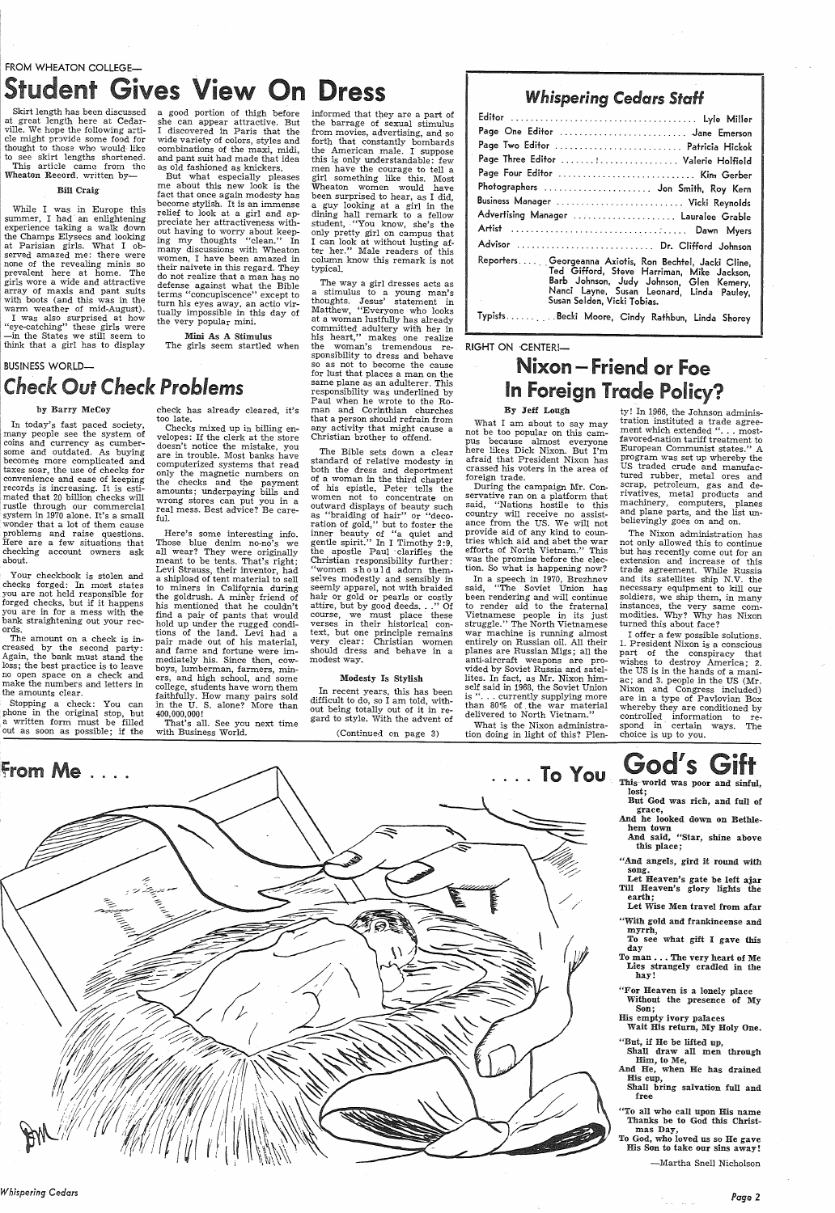FROM WHEATON COLLEGE—

# Student Gives View On Dress

Skirt length has been discussed at great length here at Cedarville. We hope the following article might provide some food for thought to those who would like to see skirt lengths shortened. This article came from the **Wheaton Record**, written by—

**Bill Craig**

While I was in Europe this summer, I had an enlightening experience taking a walk down the Champs Elysees and looking at Parisian girls. What I observed amazed me: there were none of the revealing minis so prevalent here at home. The girls wore a wide and attractive array of maxis and pant suits with boots (and this was in the warm weather of mid-August).

I was also surprised at how "eye-catching" these girls were —in the States we still seem to think that a girl has to display a good portion of thigh before she can appear attractive. But I discovered in Paris that the wide variety of colors, styles and combinations of the maxi, midi, and pant suit had made that idea as old fashioned as knickers.

But what especially pleases me about this new look is the fact that once again modesty has become stylish. It is an immense relief to look at a girl and appreciate her attractiveness without having to worry about keeping my thoughts "clean." In many discussions with Wheaton women, I have been amazed in their naivete in this regard. They do not realize that a man has no defense against what the Bible terms "concupiscence" except to turn his eyes away, an actio virtually impossible in this day of the very popular mini.

**Mini As A Stimulus**

The girls seem startled when informed that they are a part of the barrage of sexual stimulus from movies, advertising, and so forth that constantly bombards the American male. I suppose this is only understandable: few men have the courage to tell a girl something like this. Most Wheaton women would have been surprised to hear, as I did, a guy looking at a girl in the dining hall remark to a fellow student, "You know, she's the only pretty girl on campus that I can look at without lusting after her." Male readers of this column know this remark is not typical.

The way a girl dresses acts as a stimulus to a young man's thoughts. Jesus' statement in Matthew, "Everyone who looks at a woman lustfully has already committed adultery with her in his heart," makes one realize the woman's tremendous responsibility to dress and behave so as not to become the cause for lust that places a man on the same plane as an adulterer. This responsibility was underlined by Paul when he wrote to the Roman and Corinthian churches that a person should refrain from any activity that might cause a Christian brother to offend.

The Bible sets down a clear standard of relative modesty in both the dress and deportment of a woman in the third chapter of his epistle, Peter tells the women not to concentrate on outward displays of beauty such as "braiding of hair" or "decoration of gold," but to foster the inner beauty of "a quiet and gentle spirit." In I Timothy 2:9, the apostle Paul clarifies the Christian responsibility further: "women should adorn themselves modestly and sensibly in seemly apparel, not with braided hair or gold or pearls or costly attire, but by good deeds. . ." Of course, we must place these verses in their historical context, but one principle remains very clear: Christian women should dress and behave in a modest way.

**Modesty Is Stylish**

In recent years, this has been difficult to do, so I am told, without being totally out of it in regard to style. With the advent of

(Continued on page 3)

## Whispering Cedars Staff

| | |
|---|---|
| Editor | Lyle Miller |
| Page One Editor | Jane Emerson |
| Page Two Editor | Patricia Hickok |
| Page Three Editor | Valerie Holfield |
| Page Four Editor | Kim Gerber |
| Photographers | Jon Smith, Roy Kern |
| Business Manager | Vicki Reynolds |
| Advertising Manager | Lauralee Grable |
| Artist | Dawn Myers |
| Advisor | Dr. Clifford Johnson |
| Reporters | Georgeanna Axiotis, Ron Bechtel, Jacki Cline, Ted Gifford, Steve Harriman, Mike Jackson, Barb Johnson, Judy Johnson, Glen Kemery, Nanci Layne, Susan Leonard, Linda Pauley, Susan Selden, Vicki Tobias. |
| Typists | Becki Moore, Cindy Rathbun, Linda Shorey |

BUSINESS WORLD—

# Check Out Check Problems

**by Barry McCoy**

In today's fast paced society, many people see the system of coins and currency as cumbersome and outdated. As buying becomes more complicated and taxes soar, the use of checks for convenience and ease of keeping records is increasing. It is estimated that 20 billion checks will rustle through our commercial system in 1970 alone. It's a small wonder that a lot of them cause problems and raise questions. Here are a few situations that checking account owners ask about.

Your checkbook is stolen and checks forged: In most states you are not held responsible for forged checks, but if it happens you are in for a mess with the bank straightening out your records.

The amount on a check is increased by the second party: Again, the bank must stand the loss; the best practice is to leave no open space on a check and make the numbers and letters in the amounts clear.

Stopping a check: You can phone in the original stop, but a written form must be filled out as soon as possible; if the check has already cleared, it's too late.

Checks mixed up in billing envelopes: If the clerk at the store doesn't notice the mistake, you are in trouble. Most banks have computerized systems that read only the magnetic numbers on the checks and the payment amounts; underpaying bills and wrong stores can put you in a real mess. Best advice? Be careful.

Here's some interesting info. Those blue denim no-no's we all wear? They were originally meant to be tents. That's right; Levi Strauss, their inventor, had a shipload of tent material to sell to miners in California during the goldrush. A miner friend of his mentioned that he couldn't find a pair of pants that would hold up under the rugged conditions of the land. Levi had a pair made out of his material, and fame and fortune were immediately his. Since then, cowboys, lumbermen, farmers, miners, and high school, and some college, students have worn them faithfully. How many pairs sold in the U. S. alone? More than 400,000,000!

That's all. See you next time with Business World.

RIGHT ON CENTER!—

# Nixon—Friend or Foe In Foreign Trade Policy?

**By Jeff Lough**

What I am about to say may not be too popular on this campus because almost everyone here likes Dick Nixon. But I'm afraid that President Nixon has crassed his voters in the area of foreign trade.

During the campaign Mr. Conservative ran on a platform that said, "Nations hostile to this country will receive no assistance from the US. We will not provide aid of any kind to countries which aid and abet the war efforts of North Vietnam." This was the promise before the election. So what is happening now?

In a speech in 1970, Brezhnev said, "The Soviet Union has been rendering and will continue to render aid to the fraternal Vietnamese people in its just struggle." The North Vietnamese war machine is running almost entirely on Russian oil. All their planes are Russian Migs; all the anti-aircraft weapons are provided by Soviet Russia and satellites. In fact, as Mr. Nixon himself said in 1968, the Soviet Union is ". . . currently supplying more than 80% of the war material delivered to North Vietnam."

What is the Nixon administration doing in light of this? Plenty! In 1966, the Johnson administration instituted a trade agreement which extended ". . . most-favored-nation tariff treatment to European Communist states." A program was set up whereby the US traded crude and manufactured rubber, metal ores and scrap, petroleum, gas and derivatives, metal products and machinery, computers, planes and plane parts, and the list unbelievingly goes on and on.

The Nixon administration has not only allowed this to continue but has recently come out for an extension and increase of this trade agreement. While Russia and its satellites ship N.V. the necessary equipment to kill our soldiers, we ship them, in many instances, the very same commodities. Why? Why has Nixon turned this about face?

I offer a few possible solutions. 1. President Nixon is a conscious part of the conspiracy that wishes to destroy America; 2. the US is in the hands of a maniac; and 3. people in the US (Mr. Nixon and Congress included) are in a type of Pavlovian Box whereby they are conditioned by controlled information to respond in certain ways. The choice is up to you.

From Me . . . . . . . . To You

# God's Gift

This world was poor and sinful, lost;
But God was rich, and full of grace,
And he looked down on Bethlehem town
And said, "Star, shine above this place;

"And angels, gird it round with song.
Let Heaven's gate be left ajar
Till Heaven's glory lights the earth;
Let Wise Men travel from afar

"With gold and frankincense and myrrh,
To see what gift I gave this day
To man . . . The very heart of Me
Lies strangely cradled in the hay!

"For Heaven is a lonely place
Without the presence of My Son;
His empty ivory palaces
Wait His return, My Holy One.

"But, if He be lifted up,
Shall draw all men through Him, to Me,
And He, when He has drained His cup,
Shall bring salvation full and free

"To all who call upon His name
Thanks be to God this Christmas Day,
To God, who loved us so He gave
His Son to take our sins away!

—Martha Snell Nicholson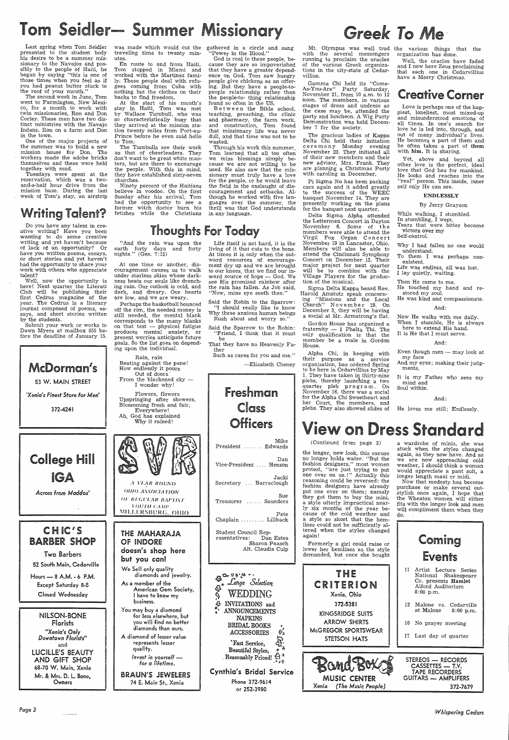# Tom Seidler— Summer Missionary

Last spring when Tom Seidler presented to the student body his desire to be a summer missionary to the Navajos and possibly to the people of Haiti, he began by saying "this is one of those times when you feel as if you had peanut butter stuck to the roof of your mouth."

The second week in June, Tom went to Farmington, New Mexico, for a month to work with twin missionaries, Ron and Don Corley. These men have two distinct ministries with the Navajo Indans, Ron on a farm and Don in the town.

One of the major projects of the summer was to build a new mission house for Don. The workers made the adobe bricks themselves and these were held together with mud.

Tuesdays were spent at the reservation, which was a two-and-a-half hour drive from the mission base. During the last week of Tom's stay, an airstrip was made which would cut the traveling time to twenty minutes.

En route to and from Haiti, Tom stopped in Miami and worked with the Martinez family. These people deal with refugees coming from Cuba with nothing but the clothes on their backs to find freedom.

At the start of his month's stay in Haiti, Tom was met by Wallace Turnbull, who was so characteristically busy that they arrived at the mission station twenty miles from Port-au-Prince before he even said hello to Tom.

The Turnbulls see their work as that of cheerleaders. They don't want to be great white masters, but are there to encourage the people. With this in mind, they have established sixty-seven churches.

Ninety percent of the Haitians believe in voodoo. On the first Sunday after his arrival, Tom had the opportunity to see a former witch doctor burn his fetishes while the Christians gathered in a circle and sang "Power in the Blood."

God is real to these people, because they are so impoverished that they have a greater dependence on God. Tom saw hungry people give chickens as an offering. But they have a people-to-people relationship rather than the people-to- thing relationship found so often in the US.

Between the Bible school, teaching, preaching, the clinic and pharmacy, the farm work, and construction, Tom found that missionary life was never dull, and that time was not to be wasted.

Through his work this summer, Tom learned that all too often we miss blessings simply because we are not willing to be used. He also saw that the missionary must truly have a love for the people, or he would leave the field in the onslaught of discouragement and setbacks. Although he worked with five languages over the summer, the thrill was that God understands in any language.

# Writing Talent?

Do you have any talent in creative writing? Have you been wanting to do some creative writing and yet haven't because of lack of an opportunity? Or have you written poems, essays, or short stories and yet haven't had the opportunity to share your work with others who appreciate talent?

Well, now the opportunity is here! Next quarter the Literati Club will be publishing their first Cedrus magazine of the year. The Cedrus is a literary journal composed of poems, essays, and short stories written by the students.

Submit your work or works to Dawn Myers at mailbox 855 before the deadline of January 15.

# Thoughts For Today

"And the rain was upon the earth forty days and forty nights." (Gen. 7:12)

At one time or another, discouragement causes us to walk under starless skies whose darkness beats our souls like drenching rain. Our outlook is cold, and dark, and dreary. Our hearts are low, and we are weary.

Perhaps the basketball bounced off the rim, the needed money is still needed, the mental blank corresponds to the many blanks on that test — physical fatigue produces mental anxiety, or present worries anticipate future goals. So the list goes on depending upon the individual.

Rain, rain
Beating against the pane!
How endlessly it pours
Out of doors
From the blackened sky —
I wonder why!

Flowers, flowers
Upspringing after showers,
Blossoming fresh and fair,
Everywhere!
Ah, God has explained
Why it rained!

Life itself is not hard, it is the living of it that cuts to the bone. At times it is only when the outward resources of encouragement dry up and we are brought to our knees, that we find our inward source of hope — God. We see His promised rainbow after the rain has fallen. As Job said, "Now, mine eye seeth thee."

Said the Robin to the Sparrow:
"I should really like to know
Why these anxious human beings
Rush about and worry so."

Said the Sparrow to the Robin:
"Friend, I think that it must be
That they have no Heavenly Father
Such as cares for you and me."

—Elizabeth Cheney

# Greek To Me

Mt. Olympus was well trod with the several messengers running to proclaim the oracles of the various Greek organizations in the city-state of Cedarvillius.

Gamma Chi held its "Come-As-You-Are" Party Saturday, November 21, from 10 a.m. to 12 noon. The members, in various stages of dress and undress as the case may be, attended the party and luncheon. A Wig Party Demonstration was held December 7 for the society.

The gracious ladies of Kappa Delta Chi held their initiation ceremony Monday evening November 23. They initiated all of their new members and their new advisor, Mrs. Frank. They are planning a Christmas Party with caroling in December.

Pi Sigma Nu has been parking cars again and it added greatly to the success of the WEEC banquet November 14. They are presently working on the plans for the banquet next quarter.

Delta Sigma Alpha attended the Lettermen Concert in Dayton November 6. Some of the members were able to attend the Virgil Fox Organ Concert November 19 in Lancaster, Ohio. Members will also be able to attend the Cincinnati Symphony Concert on December 12. Their major project for next quarter will be to combine with the Village Players for the production of the musical.

Sigma Delta Kappa heard Rev. Harold Amstutz speak concerning "Missions and the Local Church" November 19. On December 3, they will be having a social at Mr. Armstrong's flat.

Gordon House has organized a fraternity — I Phelta Thi. The only qualification is that the member be a male in Gordon House.

Alpha Chi, in keeping with their purpose as a service organization, has ordered Spring to be here in Cedarvillius by May 1. They have taken in thirty-nine plebs, thereby launching a two quarter pleb program. On November 16, there was a social for the Alpha Chi Sweetheart and her Court, the members, and plebs. They also showed slides of the various things that the organization has done.

Well, the oracles have faded and I now here Zeus proclaiming that each one in Cedarvillius have a Merry Christmas.

# Creative Corner

Love is perhaps one of the happiest, loneliest, most mixed-up and misunderstood emotions of all times. In one's search for love he is led into, through, and out of many individual's lives. He becomes a part of them and he often takes a part of **them** with **him**. It is sharing.

Yet, above and beyond all other love is the perfect, ideal love that God has for mankind. He looks and reaches into the "real" person. This inside, inner self only He can see.

**ENDLESSLY**

By Jerry Grayson

While walking, I stumbled.
In stumbling, I wept.
Tears that were bitter became
victors over my
Self-control.

Why I had fallen no one would
understand.
To them I was perhaps non-
existent.
Life was endless, all was lost.
I lay quietly, waiting.

Then He came to me.
He touched my hand and re-
stored my soul.
He was kind and compassionate.

And:

Now He walks with me daily.
When I stumble, He is always
here to extend His hand.
It is He that I must serve.

And:

Even though men — may look at
my face
And my eyes; making their judg-
ments,

It is my Father who sees my
mind and
Soul within.

And:

He loves me still; Endlessly.

# View on Dress Standard

(Continued from page 2)

the longer, new look, this excuse no longer holds water. "But the fashion designers," most women protest, "are just trying to put one over on us.!" Actually this reasoning could be reversed: the fashion designers have already put one over on them; namely they got them to buy the mini, a style utterly impractical nearly six months of the year because of the cold weather and a style so short that the hemlines could not be sufficiently altered when the styles changed again!

Formerly a girl could raise or lower her hemlines as the style demanded, but once she bought a wardrobe of minis, she was stuck when the styles changed again, as they now have. And as we are now approaching cold weather, I should think a woman would appreciate a pant suit, a longer length maxi or midi.

Now that modesty has become purchase or make several outstylish once again, I hope that the Wheaton women will either fits with the longer look and men will compliment them when they do.

## Freshman Class Officers

President ....... Mike Edwards
Vice-President .... Dan Henson
Secretary ... Jacki Barraclough
Treasurer ...... Sue Saunders
Chaplain ......... Pete Lillback

Student Council Representatives: Dan Estes, Sharon Paasch, Alt. Claudia Culp

## Coming Events

11 Artist Lecture Series National Shakespeare Co. presents **Hamlet** Alford Auditorium 8:00 p.m.

12 Malone vs. Cedarville at Malone 8:00 p.m.

16 No prayer meeting

17 Last day of quarter

---

**McDorman's**
53 W. MAIN STREET
*'Xenia's Finest Store for Men'*
372-4241

**College Hill IGA**
*Across from Maddox'*

**CHIC'S BARBER SHOP**
Two Barbers
52 South Main, Cedarville
Hours — 8 A.M. - 6 P.M.
Except Saturday 8-5
Closed Wednesday

**NILSON-BONE Florists**
*"Xenia's Only Downtown Florists"*
and
**LUCILLE'S BEAUTY AND GIFT SHOP**
68-70 W. Main, Xenia
Mr. & Mrs. D. L. Bone, Owners

**SVR**
*A YEAR ROUND OHIO ASSOCIATION OF REGULAR BAPTIST YOUTH CAMP*
MILLERSBURG, OHIO

**THE MAHARAJA OF INDORE doesn't shop here but you can!**
We Sell only quality diamonds and jewelry.
As a member of the American Gem Society, I have to know my business.
You may buy a diamond for less elsewhere, but you will find no better diamonds than ours.
A diamond of lesser value represents lesser quality.
*Invest in yourself — for a lifetime.*
**BRAUN'S JEWELERS**
74 E. Main St., Xenia

*Large Selection*
**WEDDING INVITATIONS and ANNOUNCEMENTS**
NAPKINS
BRIDAL BOOKS
ACCESSORIES
Fast Service, Beautiful Styles, Reasonably Priced!
**Cynthia's Bridal Service**
Phone 372-9614
or 252-3980

**THE CRITERION**
Xenia, Ohio
372-5381
KINGSRIDGE SUITS
ARROW SHIRTS
McGREGOR SPORTSWEAR
STETSON HATS

**Band Box MUSIC CENTER**
Xenia *(The Music People)*
STEREOS — RECORDS
CASSETTES — T.V.
TAPE RECORDERS
GUITARS — AMPLIFERS
372-7679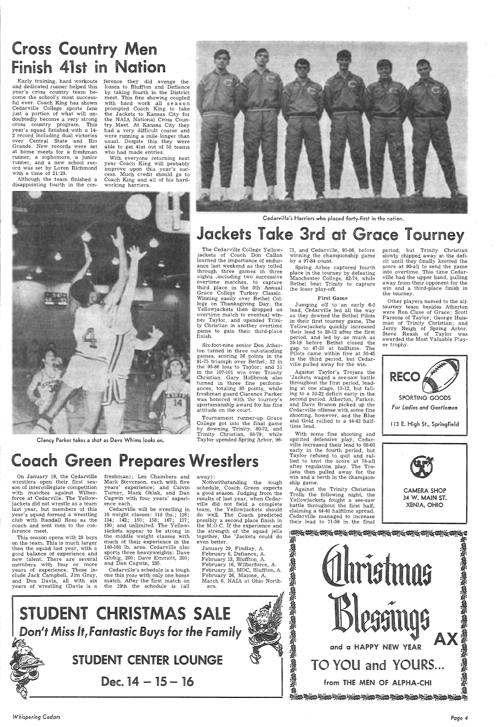# Cross Country Men Finish 41st in Nation

Early training, hard workouts and dedicated runner helped this year's cross country team become the school's most successful ever. Coach King has shown Cedarville College sports fans just a portion of what will undoubtedly become a very strong cross country program. This year's squad finished with a 14-2 record including dual victories over Central State and Rio Grande. New records were set at home meets for a freshman runner, a sophomore, a junior runner, and a new school record was set by Loren Richmond with a time of 21:29.

Although the team finished a disappointing fourth in the conference they did avenge the losses to Bluffton and Defiance by taking fourth in the District meet. This fine showing coupled with hard work all season prompted Coach King to take the Jackets to Kansas City for the NAIA National Cross Country Meet. At Kansas City they had a very difficult course and were running a mile longer than usual. Despite this they were able to get 41st out of 50 teams who had made entries.

With everyone returning next year Coach King will probably improve upon this year's success. Much credit should go to Coach King and all of his hard-working harriers.

Cedarville's Harriers who placed forty-first in the nation.

Clancy Parker takes a shot as Dave Whims looks on.

# Jackets Take 3rd at Grace Tourney

The Cedarville College Yellowjackets of Coach Don Callan learned the importance of endurance last weekend as they toiled through three games in three nights ,including two successive overtime matches, to capture third place in the 8th Annual Grace College Turkey Classic. Winning easily over Bethel College on Thanksgiving Day, the Yellowjackets then dropped an overtime match to eventual winner Taylor, and upended Trinity Christian in another overtime game to gain their third-place finish.

Six-foot-nine senior Don Atherton turned in three out-standing games, scoring 36 points in the 91-75 triumph over Bethel; 32 in the 95-86 loss to Taylor; and 31 in the 107-101 win over Trinity Christian. Gary Hollbrook also turned in three fine performances, totaling 85 points, while freshman guard Clarence Parker was honored with the tourney's sportsmanship award for his fine attitude on the court.

Tournament runner-up Grace College got into the final game by downing Trinity, 80-72, and Trinity Christian, 88-79; while Taylor upended Spring Arbor, 96-73, and Cedarville, 95-86, before winning the championship game by a 97-84 count.

Spring Arbor captured fourth place in the tourney by defeating Manchester College, 82-74, while Bethel beat Trinity to capture the loser play-off.

### First Game

Jumping off to an early 6-0 lead, Cedarville led all the way as they downed the Bethel Pilots in their first tourney game. The Yellowjackets quickly increased their lead to 28-12 after the first period, and led by as much as 39-19 before Bethel closed the gap to 47-35 at halftime. The Pilots came within five at 50-45 in the third period, but Cedarville pulled away for the win.

Against Taylor's Trojans the 'Jackets waged a see-saw battle throughout the first period, leading at one stage, 13-12, but falling to a 30-22 deficit early in the second period. Atherton, Parker, and Dave Branon picked up the Cedarville offense with some fine shooting, however, and the Blue and Gold rallied to a 44-42 halftime lead.

With some fine shooting and spirited defensive play, Cedarville increased their lead to 68-60 early in the fourth period, but Taylor refused to quit and rallied to knot the score at 78-all after regulation play. The Trojans then pulled away for the win and a berth in the championship game.

Against the Trinity Christian Trolls the following night, the Yellowjackets fought a see-saw battle throughout the first half, claiming a 44-40 halftime spread. Cedarville managed to increase their lead to 71-59 in the final period, but Trinity Christian slowly chipped away at the deficit until they finally knotted the score at 90-all to send the game into overtime. This time Cedarville had the upper hand, pulling away from their opponent for the win and a third-place finish in the tourney.

Other players named to the all-tourney team besides Atherton were Ron Clase of Grace; Scott Parsons of Taylor; George Huisman of Trinity Christian; and Jerry Neigh of Spring Arbor. Steve Reash of Taylor was awarded the Most Valuable Player trophy.

# Coach Green Prepares Wrestlers

On January 19, the Cedarville wrestlers open their first season of intercollegiate competition with matches against Wilberforce at Cedarville. The Yellowjackets did not wrestle as a team last year, but members of this year's squad formed a wrestling club with Randall Ross as the coach and sent men to the conference meet.

This season opens with 28 boys on the team. This is much larger than the squad last year, with a good balance of experience and new talent. There are several members with four or more years of experience. These include Jack Campbell, Jim Gray, and Don Davis, all with six years of wrestling (Davis is a freshman); Les Chambers and Mark Stevenson, each with five years' experience; and Calvin Turner, Mark Oklak, and Dan Cagwin with four years' experience each.

Cedarville will be wrestling in 10 weight classes: 118 lbs.; 126; 134; 142; 150; 158; 167; 177; 190; and unlimited. The Yellowjackets appear to be strong in the middle weight classes with much of their experience in the 140-160 lb. area. Cedarville also sports three heavyweights: Dave Globig, 200; Dave Emmott, 200; and Dan Cagwin, 235.

Cedarville's schedule is a tough one this year with only one home match. After the first match on the 19th the schedule is (all away):

Nothwithstanding the tough schedule, Coach Green expects a good season. Judging from the results of last year, when Cedarville did not field a complete team, the Yellowjackets should do well. The Coach predicted possibly a second place finish in the M.O.C. If the experience and the strength of the squad jells together, the 'Jackets could do even better.

January 29, Findlay, A.
February 6, Defiance, A.
February 13, Bluffton, A.
February 16, Wilberforce, A.
February 20, MOC, Bluffton, A.
February 26, Malone, A.
March 6, NAIA at Ohio Northern.

**RECO**
SPORTING GOODS
*For Ladies and Gentlemen*
113 E. High St., Springfield

CAMERA SHOP
34 W. MAIN ST.
XENIA, OHIO

## STUDENT CHRISTMAS SALE
*Don't Miss It, Fantastic Buys for the Family*

**STUDENT CENTER LOUNGE**

**Dec. 14 — 15 — 16**

Christmas Blessings

and a HAPPY NEW YEAR AX

TO YOU and YOURS...

from THE MEN OF ALPHA-CHI